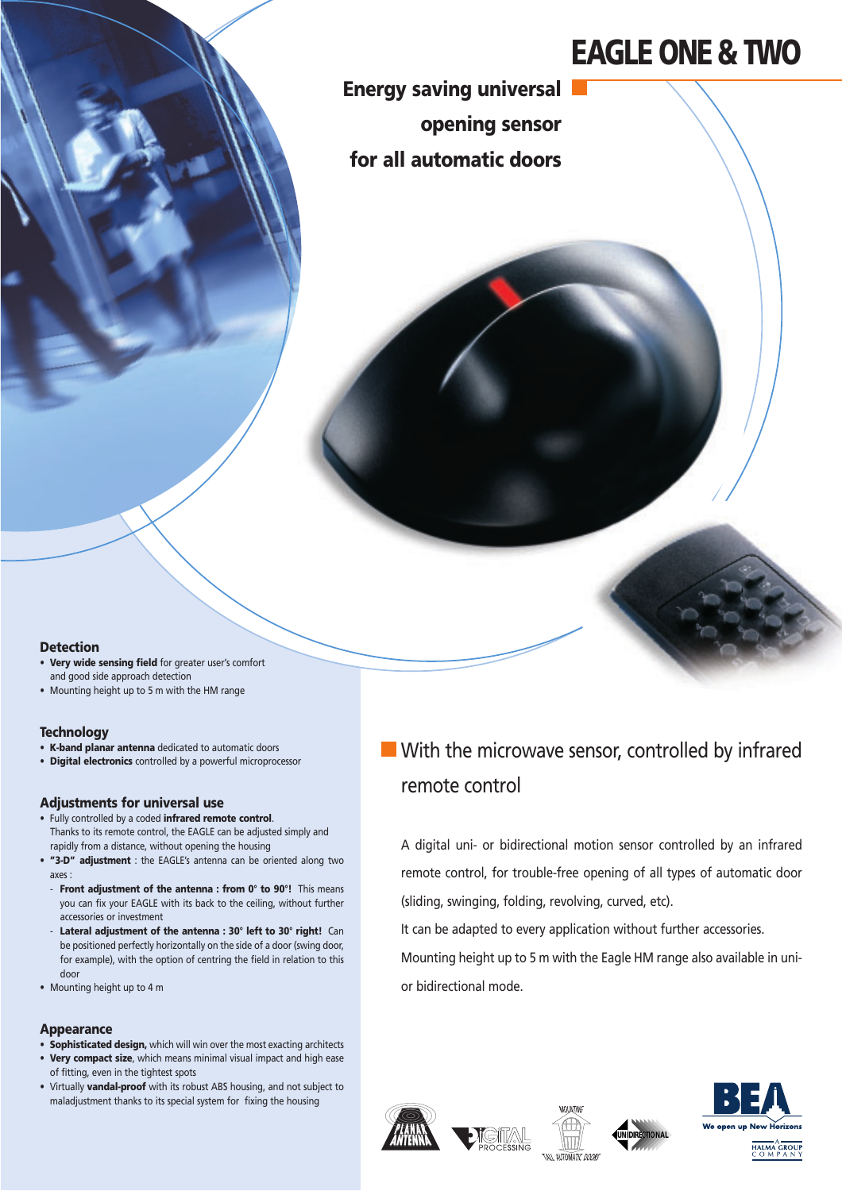# EAGLE ONE & TWO

## Energy saving universal opening sensor for all automatic doors

### Detection

- **Very wide sensing field** for greater user's comfort and good side approach detection
- Mounting height up to 5 m with the HM range

### Technology

- **K-band planar antenna** dedicated to automatic doors
- **Digital electronics** controlled by a powerful microprocessor

### Adjustments for universal use

- Fully controlled by a coded **infrared remote control**. Thanks to its remote control, the EAGLE can be adjusted simply and rapidly from a distance, without opening the housing
- **"3-D" adjustment** : the EAGLE's antenna can be oriented along two axes :
  - **Front adjustment of the antenna : from 0° to 90°!** This means you can fix your EAGLE with its back to the ceiling, without further accessories or investment
  - **Lateral adjustment of the antenna : 30° left to 30° right!** Can be positioned perfectly horizontally on the side of a door (swing door, for example), with the option of centring the field in relation to this door
- Mounting height up to 4 m

### Appearance

- **Sophisticated design,** which will win over the most exacting architects
- **Very compact size**, which means minimal visual impact and high ease of fitting, even in the tightest spots
- Virtually **vandal-proof** with its robust ABS housing, and not subject to maladjustment thanks to its special system for fixing the housing

## With the microwave sensor, controlled by infrared remote control

A digital uni- or bidirectional motion sensor controlled by an infrared remote control, for trouble-free opening of all types of automatic door (sliding, swinging, folding, revolving, curved, etc).

It can be adapted to every application without further accessories.

Mounting height up to 5 m with the Eagle HM range also available in uni- or bidirectional mode.

PLANAR ANTENNA | DIGITAL PROCESSING | MOUNTING ALL AUTOMATIC DOORS | UNIDIRECTIONAL

BEA — We open up New Horizons

A HALMA GROUP COMPANY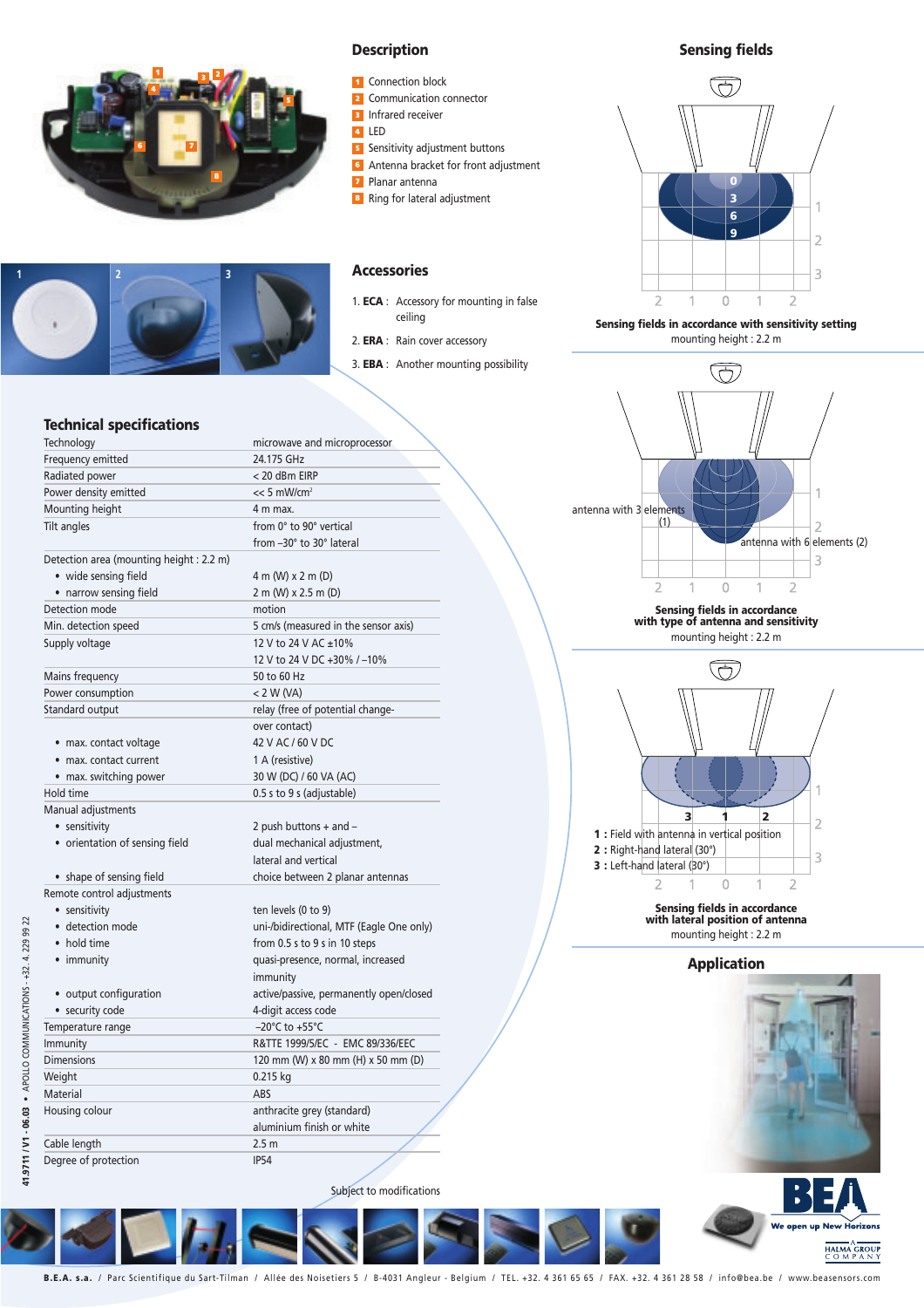## Description

1. Connection block
2. Communication connector
3. Infrared receiver
4. LED
5. Sensitivity adjustment buttons
6. Antenna bracket for front adjustment
7. Planar antenna
8. Ring for lateral adjustment

## Accessories

1. **ECA** : Accessory for mounting in false ceiling
2. **ERA** : Rain cover accessory
3. **EBA** : Another mounting possibility

## Sensing fields

0
3
6
9
1
2
3
2 1 0 1 2

**Sensing fields in accordance with sensitivity setting**
mounting height : 2.2 m

antenna with 3 elements (1)
antenna with 6 elements (2)
1
2
3
2 1 0 1 2

**Sensing fields in accordance with type of antenna and sensitivity**
mounting height : 2.2 m

3 1 2
1
2
3
**1 :** Field with antenna in vertical position
**2 :** Right-hand lateral (30°)
**3 :** Left-hand lateral (30°)
2 1 0 1 2

**Sensing fields in accordance with lateral position of antenna**
mounting height : 2.2 m

## Technical specifications

| | |
|---|---|
| Technology | microwave and microprocessor |
| Frequency emitted | 24.175 GHz |
| Radiated power | < 20 dBm EIRP |
| Power density emitted | << 5 mW/cm² |
| Mounting height | 4 m max. |
| Tilt angles | from 0° to 90° vertical<br>from –30° to 30° lateral |
| Detection area (mounting height : 2.2 m) | |
| • wide sensing field | 4 m (W) x 2 m (D) |
| • narrow sensing field | 2 m (W) x 2.5 m (D) |
| Detection mode | motion |
| Min. detection speed | 5 cm/s (measured in the sensor axis) |
| Supply voltage | 12 V to 24 V AC ±10%<br>12 V to 24 V DC +30% / –10% |
| Mains frequency | 50 to 60 Hz |
| Power consumption | < 2 W (VA) |
| Standard output | relay (free of potential change-over contact) |
| • max. contact voltage | 42 V AC / 60 V DC |
| • max. contact current | 1 A (resistive) |
| • max. switching power | 30 W (DC) / 60 VA (AC) |
| Hold time | 0.5 s to 9 s (adjustable) |
| Manual adjustments | |
| • sensitivity | 2 push buttons + and – |
| • orientation of sensing field | dual mechanical adjustment, lateral and vertical |
| • shape of sensing field | choice between 2 planar antennas |
| Remote control adjustments | |
| • sensitivity | ten levels (0 to 9) |
| • detection mode | uni-/bidirectional, MTF (Eagle One only) |
| • hold time | from 0.5 s to 9 s in 10 steps |
| • immunity | quasi-presence, normal, increased immunity |
| • output configuration | active/passive, permanently open/closed |
| • security code | 4-digit access code |
| Temperature range | –20°C to +55°C |
| Immunity | R&TTE 1999/5/EC - EMC 89/336/EEC |
| Dimensions | 120 mm (W) x 80 mm (H) x 50 mm (D) |
| Weight | 0.215 kg |
| Material | ABS |
| Housing colour | anthracite grey (standard)<br>aluminium finish or white |
| Cable length | 2.5 m |
| Degree of protection | IP54 |

Subject to modifications

## Application

41.9711 / V1 - 06.03 • APOLLO COMMUNICATIONS - +32. 4. 229 99 22

BEA
We open up New Horizons
A HALMA GROUP COMPANY

**B.E.A. s.a.** / Parc Scientifique du Sart-Tilman / Allée des Noisetiers 5 / B-4031 Angleur - Belgium / TEL. +32. 4 361 65 65 / FAX. +32. 4 361 28 58 / info@bea.be / www.beasensors.com